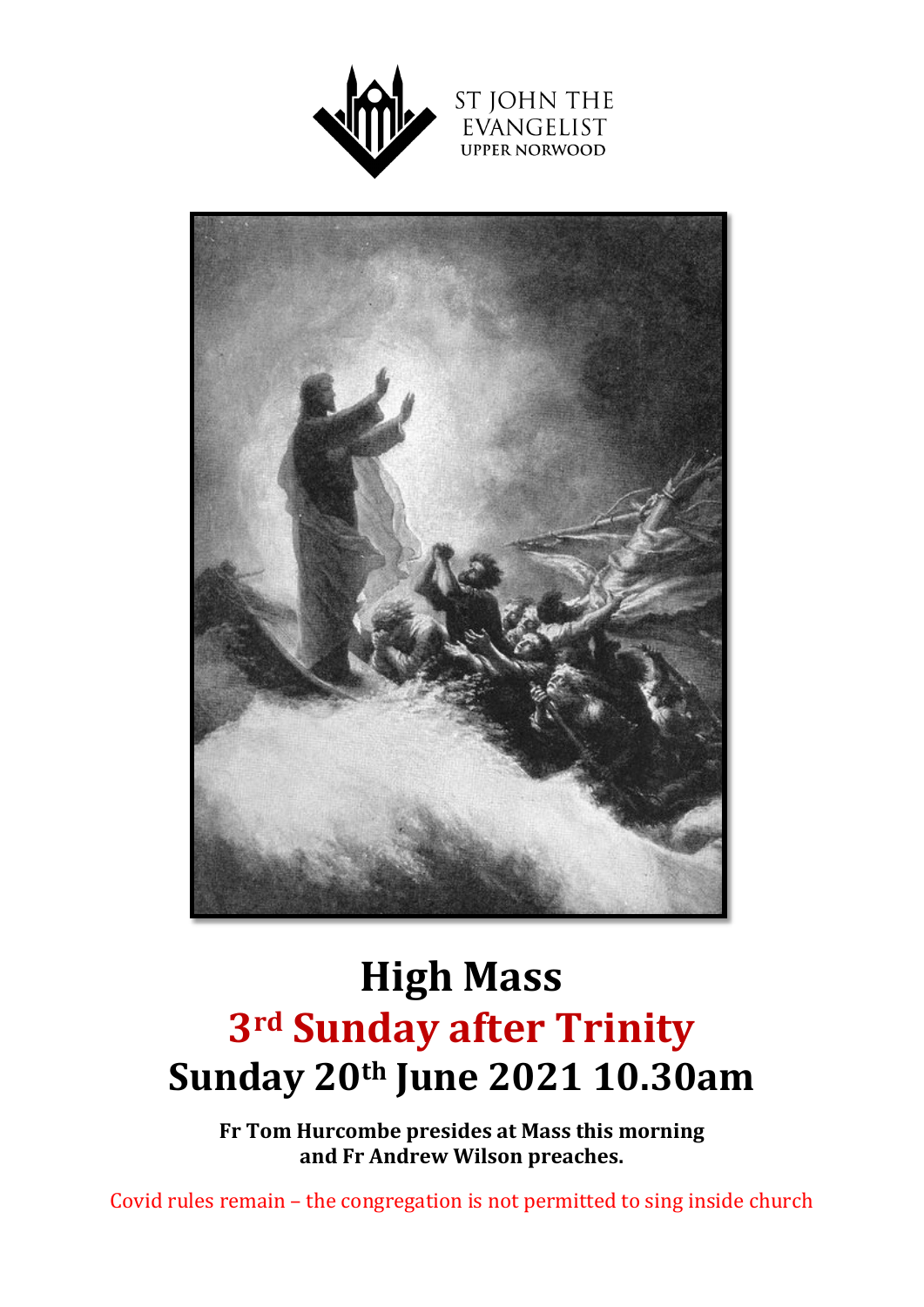ST JOHN THE EVANGELIST
UPPER NORWOOD

# High Mass

## 3rd Sunday after Trinity

## Sunday 20th June 2021 10.30am

**Fr Tom Hurcombe presides at Mass this morning and Fr Andrew Wilson preaches.**

Covid rules remain – the congregation is not permitted to sing inside church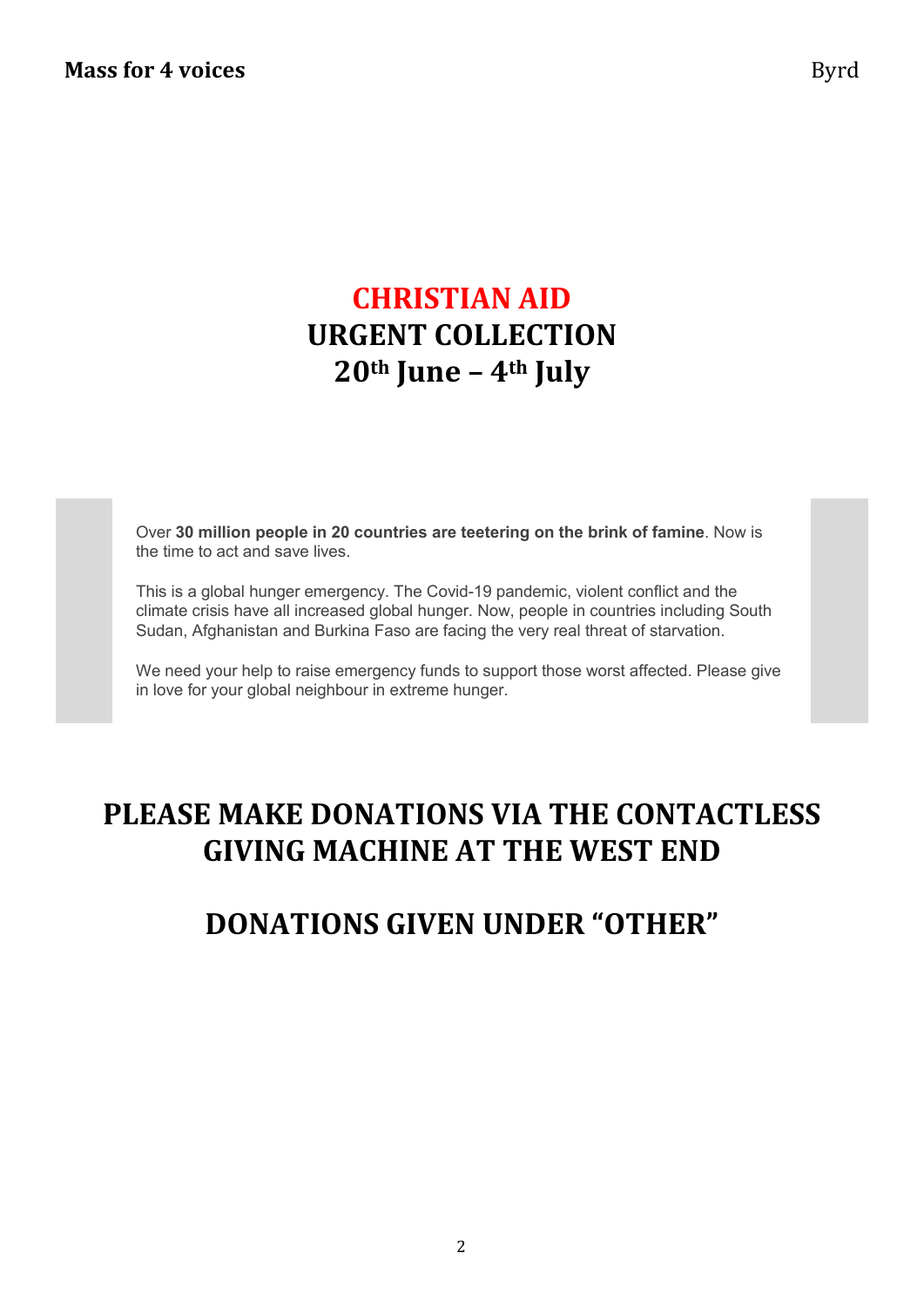# CHRISTIAN AID
# URGENT COLLECTION
# 20th June – 4th July

Over **30 million people in 20 countries are teetering on the brink of famine**. Now is the time to act and save lives.

This is a global hunger emergency. The Covid-19 pandemic, violent conflict and the climate crisis have all increased global hunger. Now, people in countries including South Sudan, Afghanistan and Burkina Faso are facing the very real threat of starvation.

We need your help to raise emergency funds to support those worst affected. Please give in love for your global neighbour in extreme hunger.

## PLEASE MAKE DONATIONS VIA THE CONTACTLESS GIVING MACHINE AT THE WEST END

## DONATIONS GIVEN UNDER "OTHER"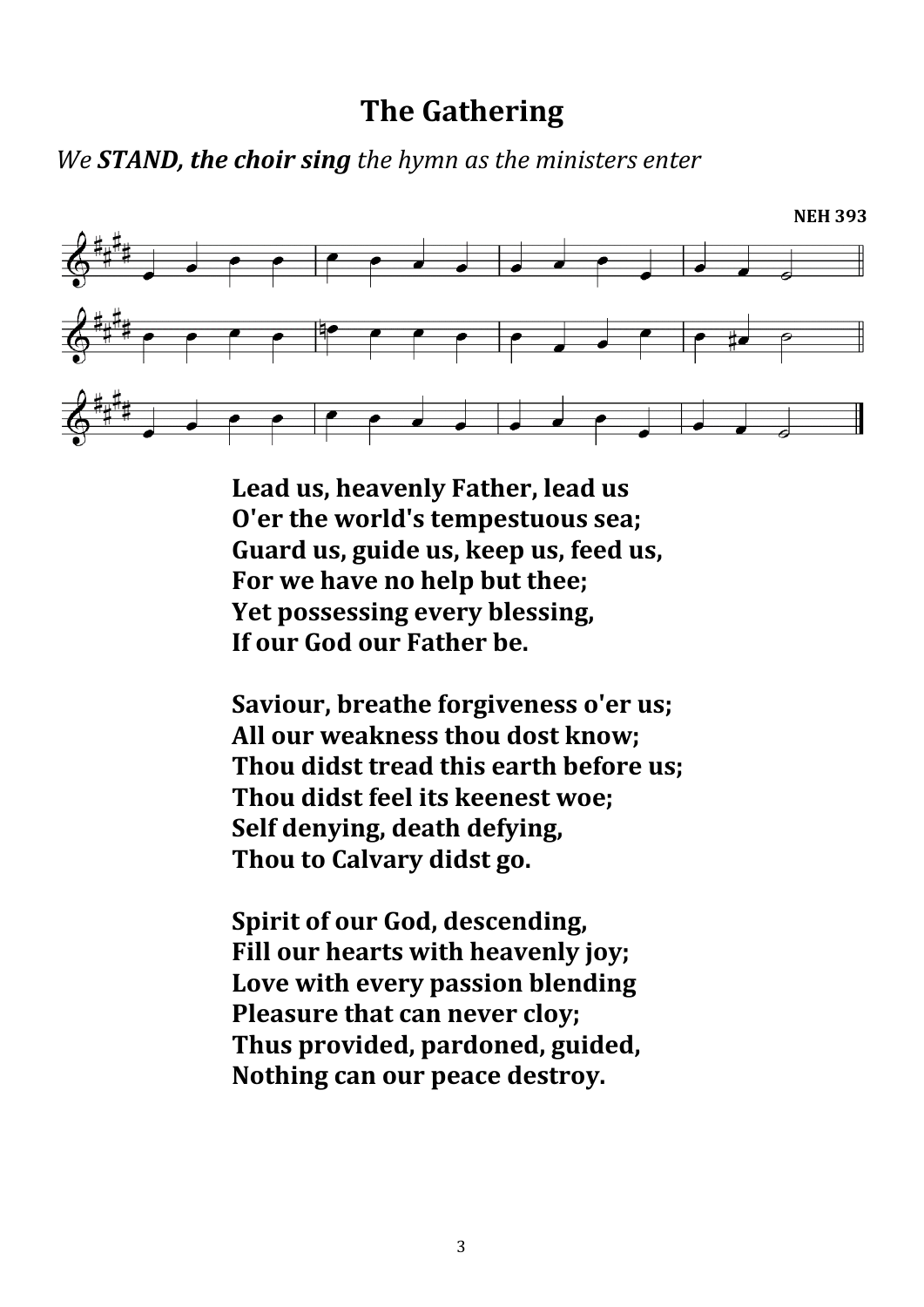# The Gathering

*We* ***STAND, the choir sing*** *the hymn as the ministers enter*

**NEH 393**

**Lead us, heavenly Father, lead us**
**O'er the world's tempestuous sea;**
**Guard us, guide us, keep us, feed us,**
**For we have no help but thee;**
**Yet possessing every blessing,**
**If our God our Father be.**

**Saviour, breathe forgiveness o'er us;**
**All our weakness thou dost know;**
**Thou didst tread this earth before us;**
**Thou didst feel its keenest woe;**
**Self denying, death defying,**
**Thou to Calvary didst go.**

**Spirit of our God, descending,**
**Fill our hearts with heavenly joy;**
**Love with every passion blending**
**Pleasure that can never cloy;**
**Thus provided, pardoned, guided,**
**Nothing can our peace destroy.**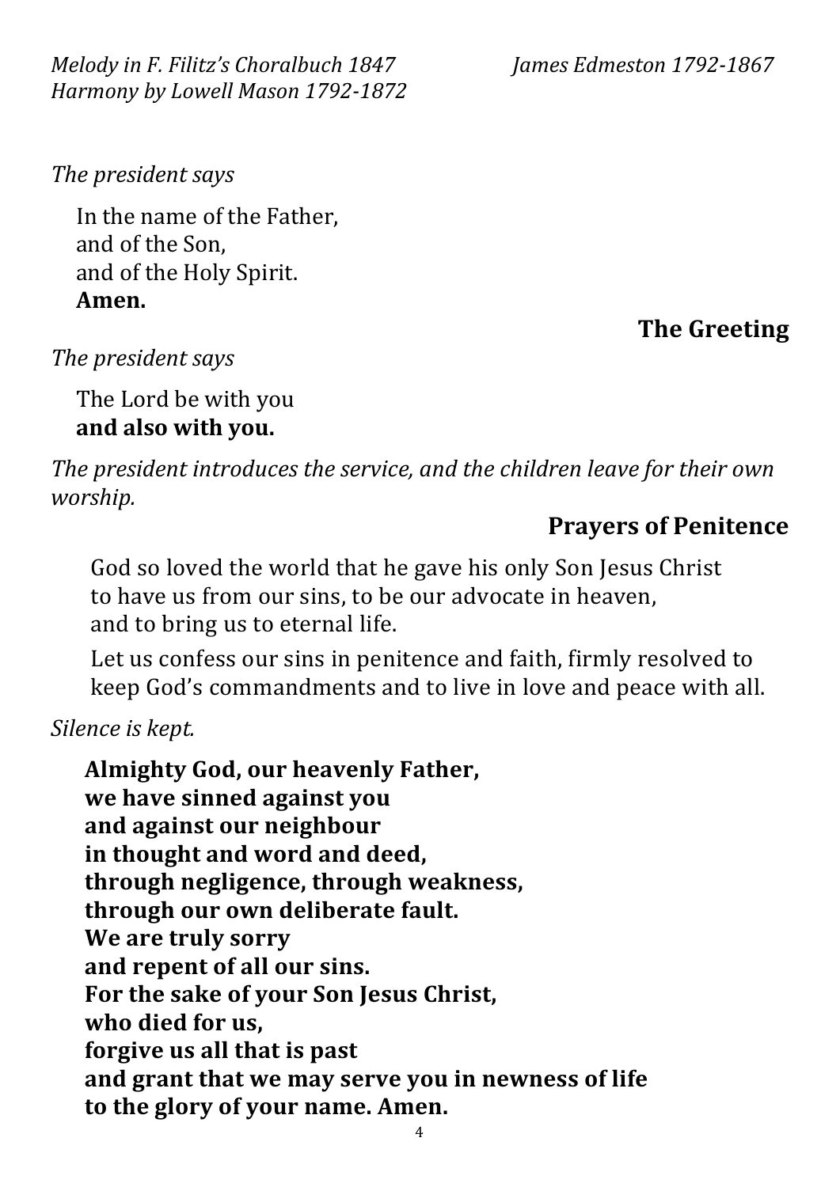*Melody in F. Filitz's Choralbuch 1847*
*Harmony by Lowell Mason 1792-1872*

*James Edmeston 1792-1867*

*The president says*

In the name of the Father,
and of the Son,
and of the Holy Spirit.
**Amen.**

## The Greeting

*The president says*

The Lord be with you
**and also with you.**

*The president introduces the service, and the children leave for their own worship.*

## Prayers of Penitence

God so loved the world that he gave his only Son Jesus Christ
to have us from our sins, to be our advocate in heaven,
and to bring us to eternal life.

Let us confess our sins in penitence and faith, firmly resolved to keep God's commandments and to live in love and peace with all.

*Silence is kept.*

**Almighty God, our heavenly Father,**
**we have sinned against you**
**and against our neighbour**
**in thought and word and deed,**
**through negligence, through weakness,**
**through our own deliberate fault.**
**We are truly sorry**
**and repent of all our sins.**
**For the sake of your Son Jesus Christ,**
**who died for us,**
**forgive us all that is past**
**and grant that we may serve you in newness of life**
**to the glory of your name. Amen.**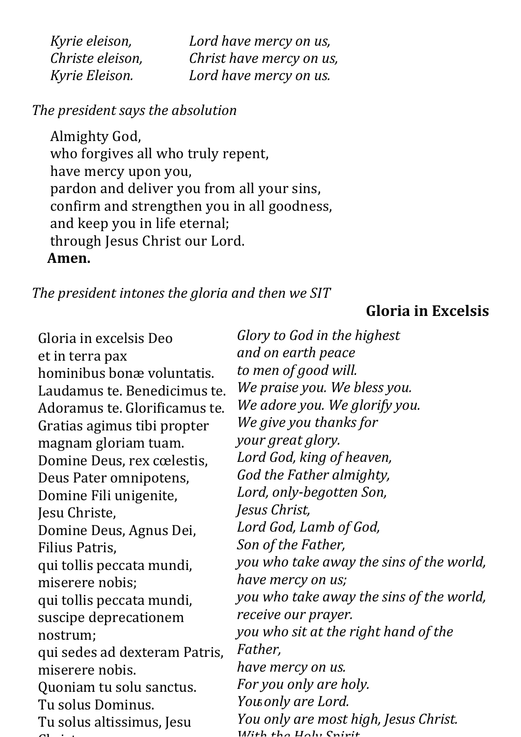| | |
|---|---|
| *Kyrie eleison,* | *Lord have mercy on us,* |
| *Christe eleison,* | *Christ have mercy on us,* |
| *Kyrie Eleison.* | *Lord have mercy on us.* |

*The president says the absolution*

Almighty God,
who forgives all who truly repent,
have mercy upon you,
pardon and deliver you from all your sins,
confirm and strengthen you in all goodness,
and keep you in life eternal;
through Jesus Christ our Lord.
**Amen.**

*The president intones the gloria and then we SIT*

## Gloria in Excelsis

| | |
|---|---|
| Gloria in excelsis Deo | *Glory to God in the highest* |
| et in terra pax | *and on earth peace* |
| hominibus bonæ voluntatis. | *to men of good will.* |
| Laudamus te. Benedicimus te. | *We praise you. We bless you.* |
| Adoramus te. Glorificamus te. | *We adore you. We glorify you.* |
| Gratias agimus tibi propter | *We give you thanks for* |
| magnam gloriam tuam. | *your great glory.* |
| Domine Deus, rex cœlestis, | *Lord God, king of heaven,* |
| Deus Pater omnipotens, | *God the Father almighty,* |
| Domine Fili unigenite, | *Lord, only-begotten Son,* |
| Jesu Christe, | *Jesus Christ,* |
| Domine Deus, Agnus Dei, | *Lord God, Lamb of God,* |
| Filius Patris, | *Son of the Father,* |
| qui tollis peccata mundi, | *you who take away the sins of the world,* |
| miserere nobis; | *have mercy on us;* |
| qui tollis peccata mundi, | *you who take away the sins of the world,* |
| suscipe deprecationem | *receive our prayer.* |
| nostrum; | *you who sit at the right hand of the* |
| qui sedes ad dexteram Patris, | *Father,* |
| miserere nobis. | *have mercy on us.* |
| Quoniam tu solu sanctus. | *For you only are holy.* |
| Tu solus Dominus. | *You only are Lord.* |
| Tu solus altissimus, Jesu | *You only are most high, Jesus Christ.* |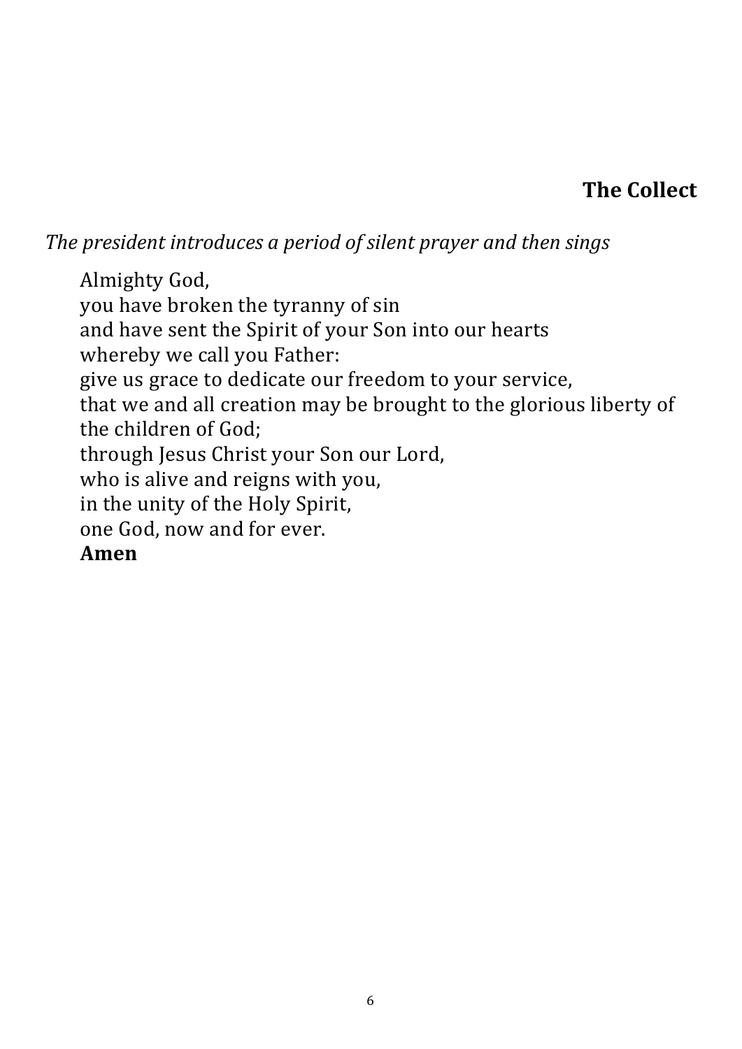## The Collect

*The president introduces a period of silent prayer and then sings*

Almighty God,
you have broken the tyranny of sin
and have sent the Spirit of your Son into our hearts
whereby we call you Father:
give us grace to dedicate our freedom to your service,
that we and all creation may be brought to the glorious liberty of the children of God;
through Jesus Christ your Son our Lord,
who is alive and reigns with you,
in the unity of the Holy Spirit,
one God, now and for ever.
**Amen**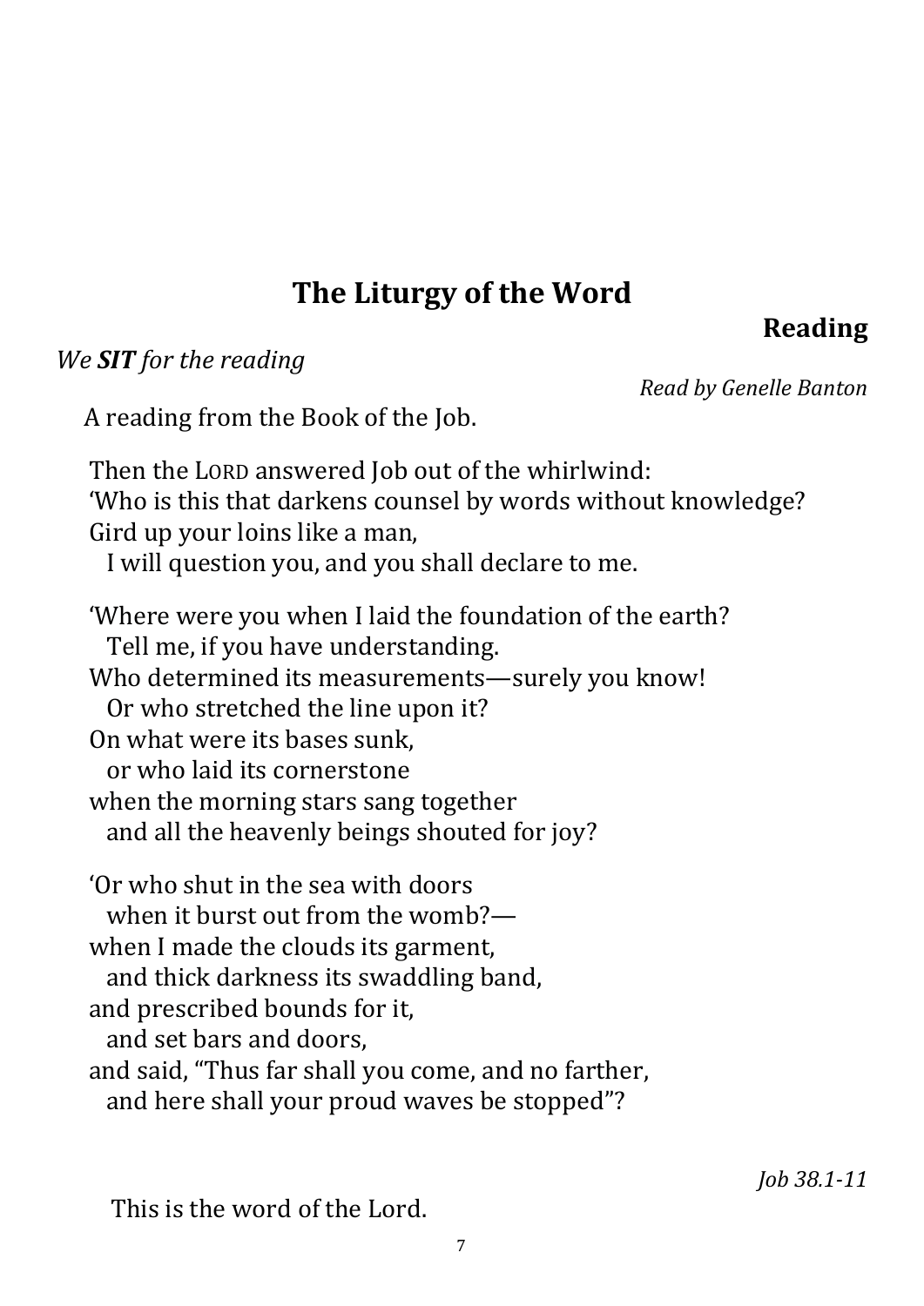# The Liturgy of the Word

## Reading

*We **SIT** for the reading*

*Read by Genelle Banton*

A reading from the Book of the Job.

Then the LORD answered Job out of the whirlwind:
'Who is this that darkens counsel by words without knowledge?
Gird up your loins like a man,
  I will question you, and you shall declare to me.

'Where were you when I laid the foundation of the earth?
  Tell me, if you have understanding.
Who determined its measurements—surely you know!
  Or who stretched the line upon it?
On what were its bases sunk,
  or who laid its cornerstone
when the morning stars sang together
  and all the heavenly beings shouted for joy?

'Or who shut in the sea with doors
  when it burst out from the womb?—
when I made the clouds its garment,
  and thick darkness its swaddling band,
and prescribed bounds for it,
  and set bars and doors,
and said, "Thus far shall you come, and no farther,
  and here shall your proud waves be stopped"?

*Job 38.1-11*

This is the word of the Lord.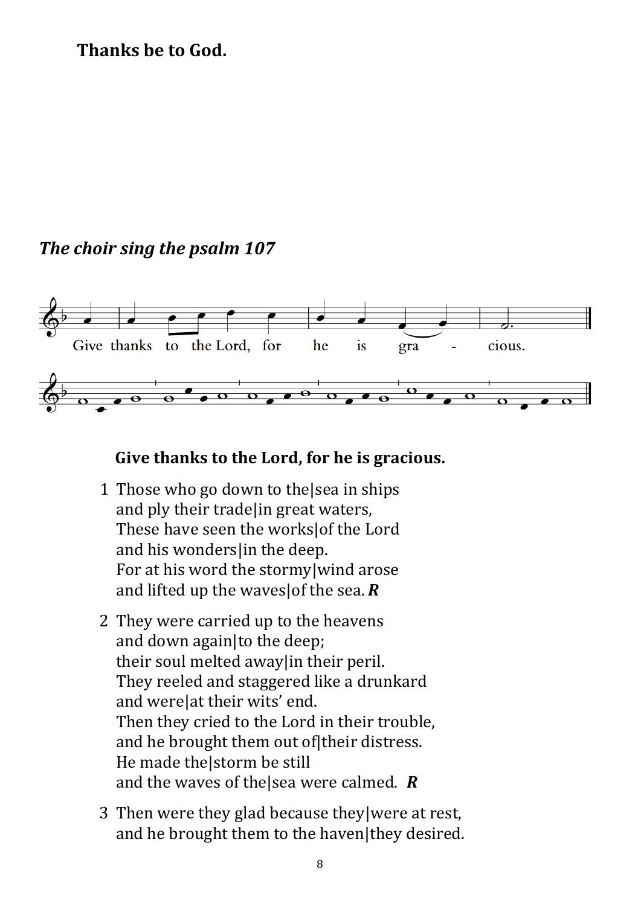**Thanks be to God.**

***The choir sing the psalm 107***

Give thanks to the Lord, for he is gracious.

**Give thanks to the Lord, for he is gracious.**

1 Those who go down to the|sea in ships
and ply their trade|in great waters,
These have seen the works|of the Lord
and his wonders|in the deep.
For at his word the stormy|wind arose
and lifted up the waves|of the sea. ***R***

2 They were carried up to the heavens
and down again|to the deep;
their soul melted away|in their peril.
They reeled and staggered like a drunkard
and were|at their wits' end.
Then they cried to the Lord in their trouble,
and he brought them out of|their distress.
He made the|storm be still
and the waves of the|sea were calmed. ***R***

3 Then were they glad because they|were at rest,
and he brought them to the haven|they desired.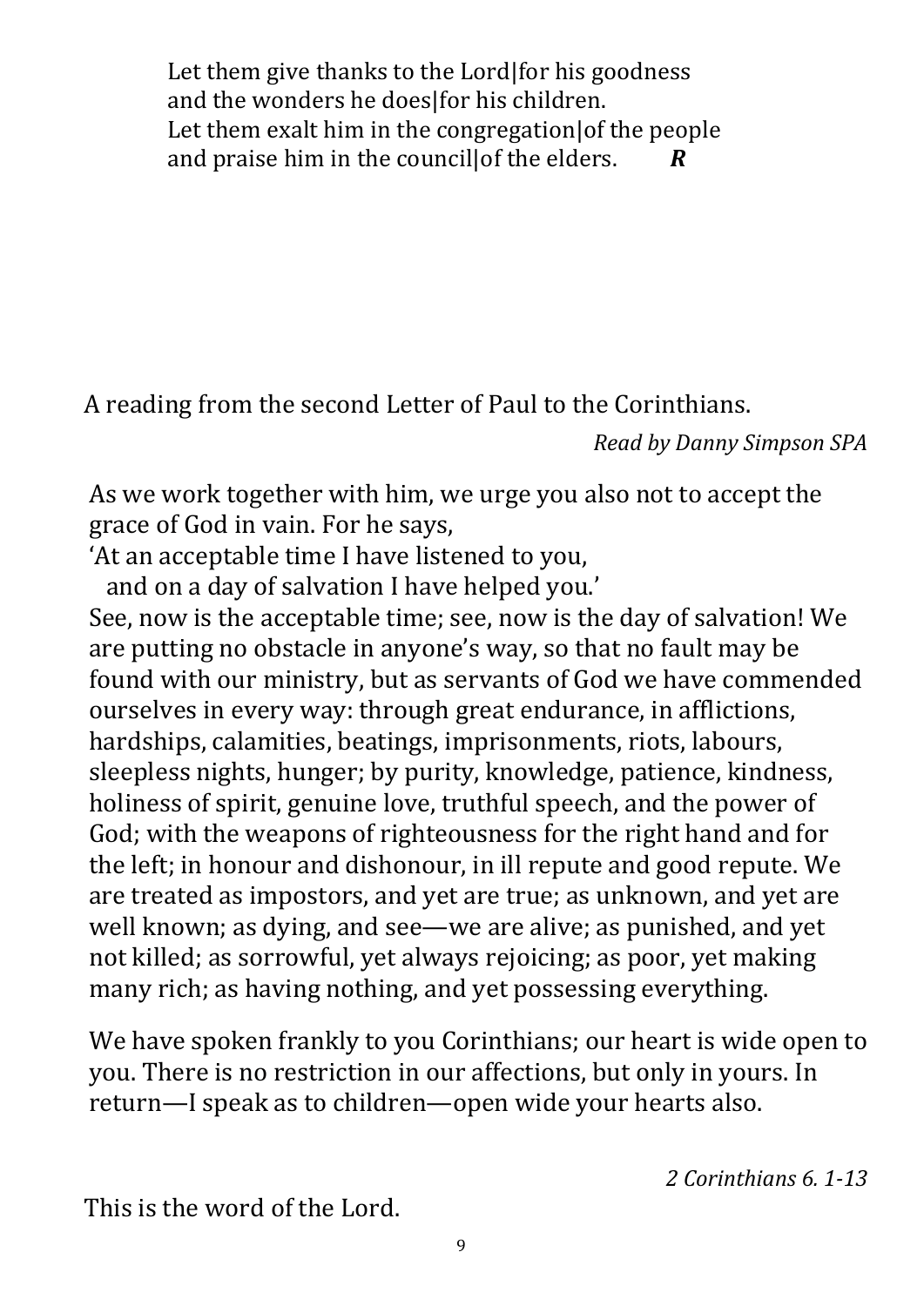Let them give thanks to the Lord|for his goodness  
and the wonders he does|for his children.  
Let them exalt him in the congregation|of the people  
and praise him in the council|of the elders. ***R***

A reading from the second Letter of Paul to the Corinthians.

*Read by Danny Simpson SPA*

As we work together with him, we urge you also not to accept the grace of God in vain. For he says,  
'At an acceptable time I have listened to you,  
  and on a day of salvation I have helped you.'  
See, now is the acceptable time; see, now is the day of salvation! We are putting no obstacle in anyone's way, so that no fault may be found with our ministry, but as servants of God we have commended ourselves in every way: through great endurance, in afflictions, hardships, calamities, beatings, imprisonments, riots, labours, sleepless nights, hunger; by purity, knowledge, patience, kindness, holiness of spirit, genuine love, truthful speech, and the power of God; with the weapons of righteousness for the right hand and for the left; in honour and dishonour, in ill repute and good repute. We are treated as impostors, and yet are true; as unknown, and yet are well known; as dying, and see—we are alive; as punished, and yet not killed; as sorrowful, yet always rejoicing; as poor, yet making many rich; as having nothing, and yet possessing everything.

We have spoken frankly to you Corinthians; our heart is wide open to you. There is no restriction in our affections, but only in yours. In return—I speak as to children—open wide your hearts also.

*2 Corinthians 6. 1-13*

This is the word of the Lord.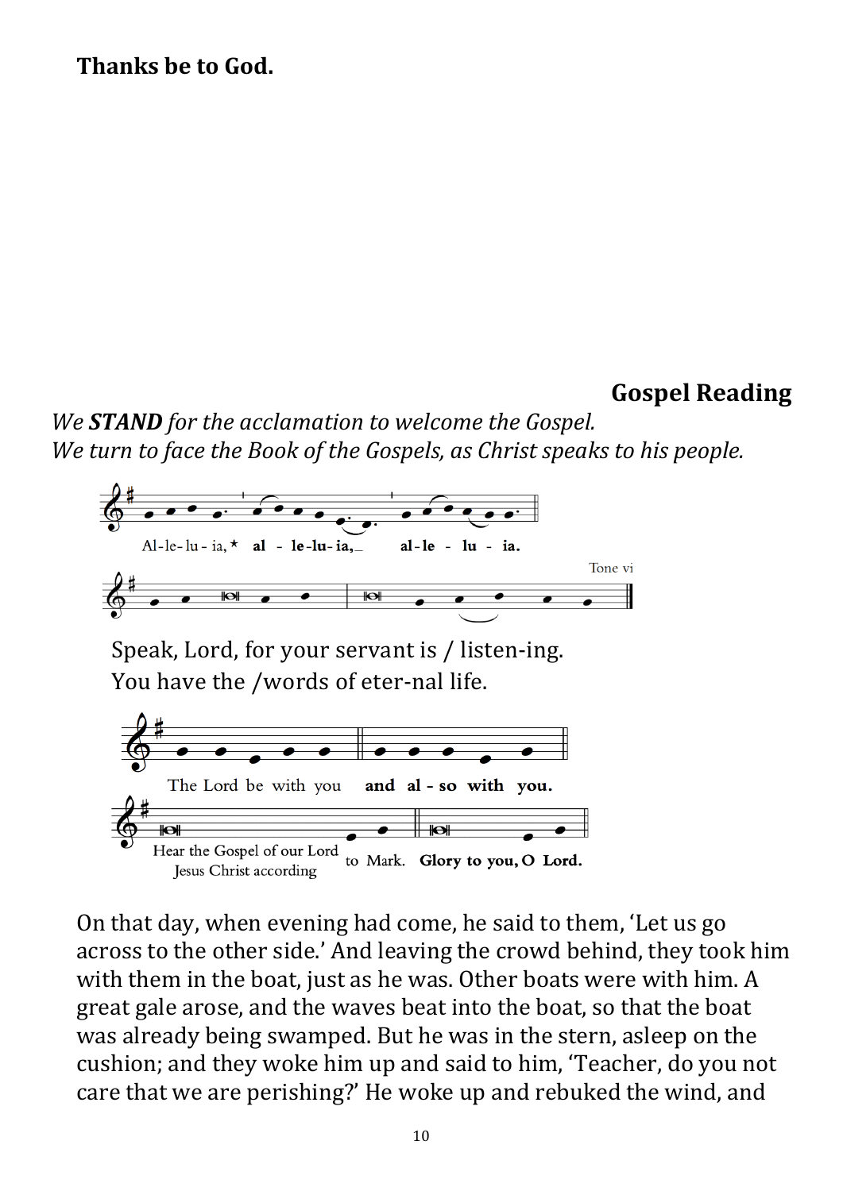**Thanks be to God.**

## Gospel Reading

*We **STAND** for the acclamation to welcome the Gospel.*
*We turn to face the Book of the Gospels, as Christ speaks to his people.*

Al-le-lu-ia, * **al - le-lu-ia, al-le - lu - ia.**

Tone vi

Speak, Lord, for your servant is / listen-ing.
You have the /words of eter-nal life.

The Lord be with you **and al - so with you.**

Hear the Gospel of our Lord Jesus Christ according to Mark. **Glory to you, O Lord.**

On that day, when evening had come, he said to them, 'Let us go across to the other side.' And leaving the crowd behind, they took him with them in the boat, just as he was. Other boats were with him. A great gale arose, and the waves beat into the boat, so that the boat was already being swamped. But he was in the stern, asleep on the cushion; and they woke him up and said to him, 'Teacher, do you not care that we are perishing?' He woke up and rebuked the wind, and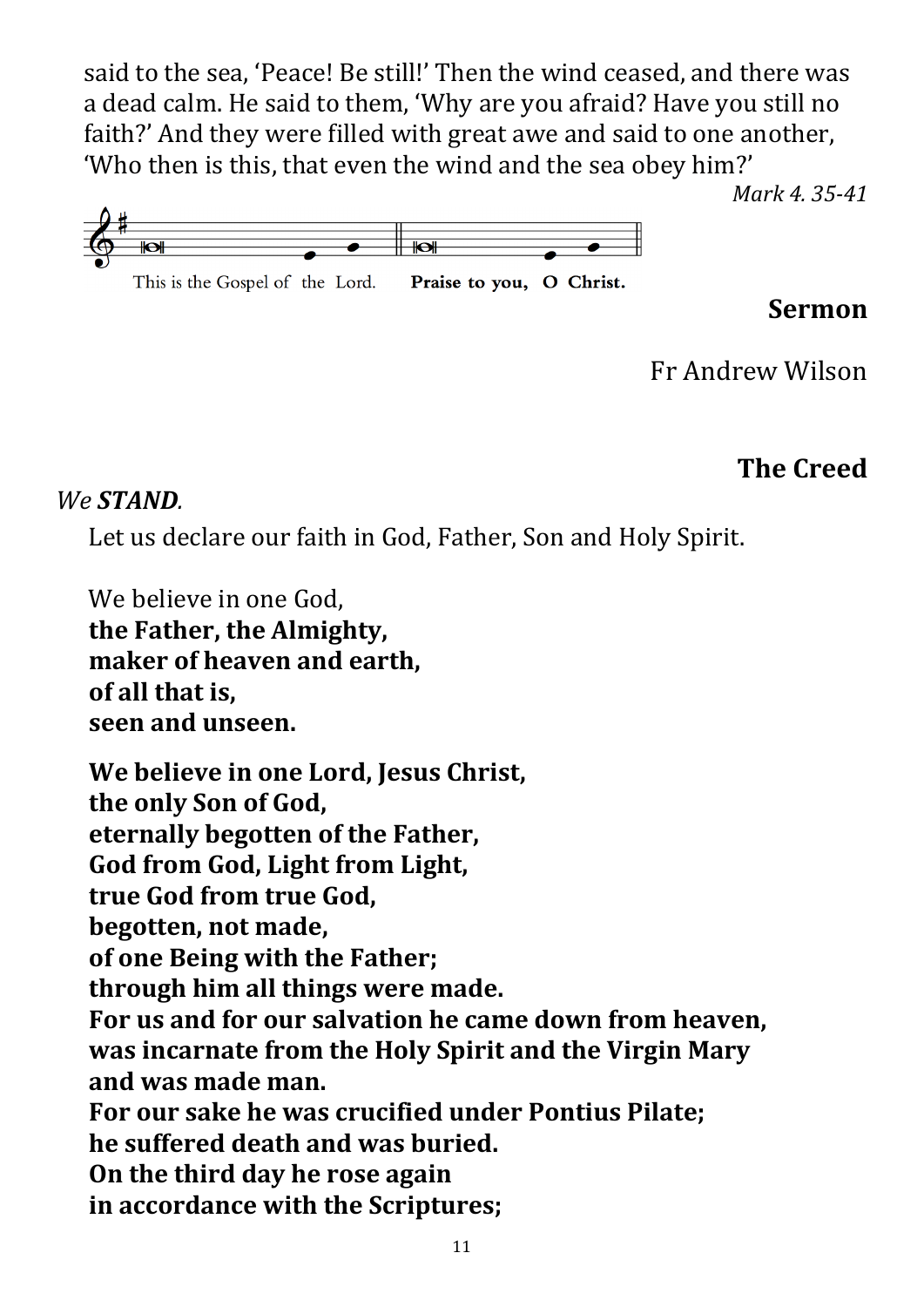said to the sea, 'Peace! Be still!' Then the wind ceased, and there was a dead calm. He said to them, 'Why are you afraid? Have you still no faith?' And they were filled with great awe and said to one another, 'Who then is this, that even the wind and the sea obey him?'

*Mark 4. 35-41*

This is the Gospel of the Lord. **Praise to you, O Christ.**

## Sermon

Fr Andrew Wilson

## The Creed

*We **STAND**.*

Let us declare our faith in God, Father, Son and Holy Spirit.

We believe in one God,
**the Father, the Almighty,**
**maker of heaven and earth,**
**of all that is,**
**seen and unseen.**

**We believe in one Lord, Jesus Christ,**
**the only Son of God,**
**eternally begotten of the Father,**
**God from God, Light from Light,**
**true God from true God,**
**begotten, not made,**
**of one Being with the Father;**
**through him all things were made.**
**For us and for our salvation he came down from heaven,**
**was incarnate from the Holy Spirit and the Virgin Mary**
**and was made man.**
**For our sake he was crucified under Pontius Pilate;**
**he suffered death and was buried.**
**On the third day he rose again**
**in accordance with the Scriptures;**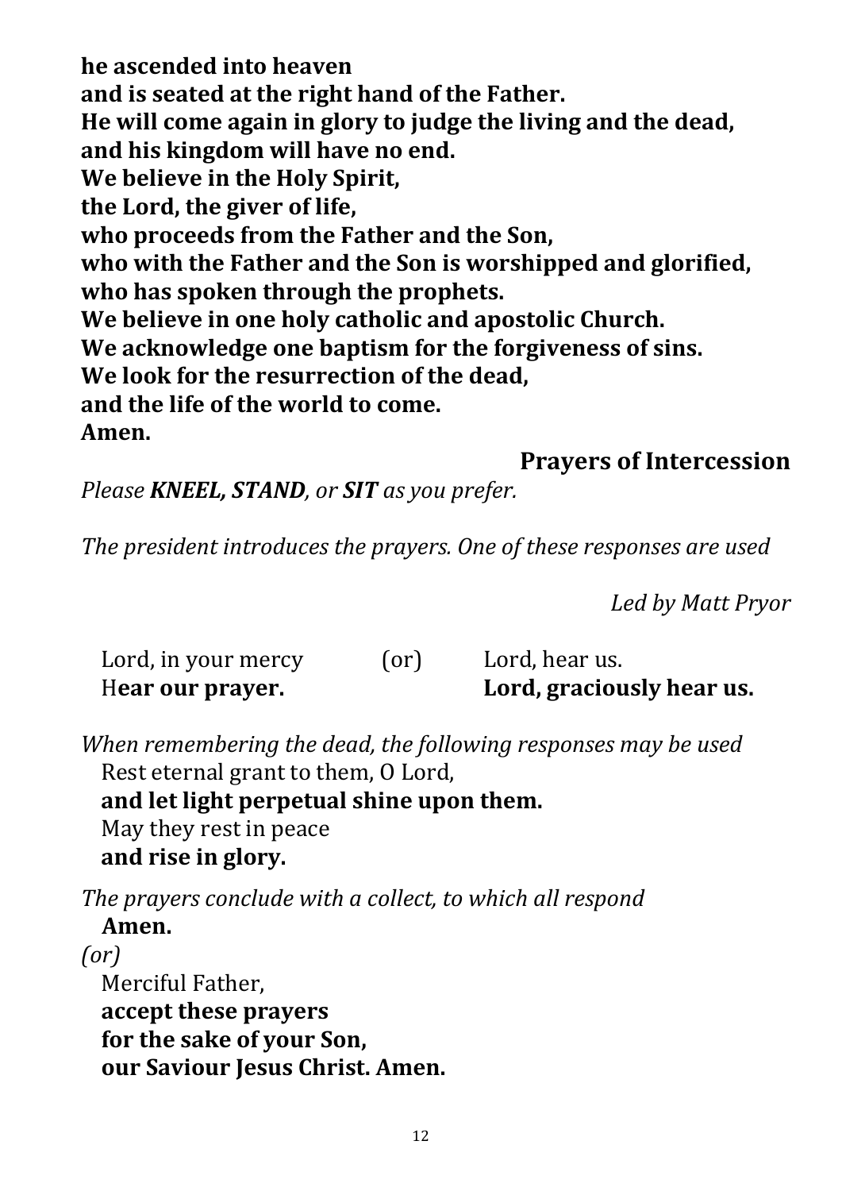**he ascended into heaven**
**and is seated at the right hand of the Father.**
**He will come again in glory to judge the living and the dead,**
**and his kingdom will have no end.**
**We believe in the Holy Spirit,**
**the Lord, the giver of life,**
**who proceeds from the Father and the Son,**
**who with the Father and the Son is worshipped and glorified,**
**who has spoken through the prophets.**
**We believe in one holy catholic and apostolic Church.**
**We acknowledge one baptism for the forgiveness of sins.**
**We look for the resurrection of the dead,**
**and the life of the world to come.**
**Amen.**

## Prayers of Intercession

*Please **KNEEL, STAND**, or **SIT** as you prefer.*

*The president introduces the prayers. One of these responses are used*

*Led by Matt Pryor*

| Lord, in your mercy | (or) | Lord, hear us. |
|---|---|---|
| H**ear our prayer.** | | **Lord, graciously hear us.** |

*When remembering the dead, the following responses may be used*
Rest eternal grant to them, O Lord,
**and let light perpetual shine upon them.**
May they rest in peace
**and rise in glory.**

*The prayers conclude with a collect, to which all respond*
**Amen.**
*(or)*
Merciful Father,
**accept these prayers**
**for the sake of your Son,**
**our Saviour Jesus Christ. Amen.**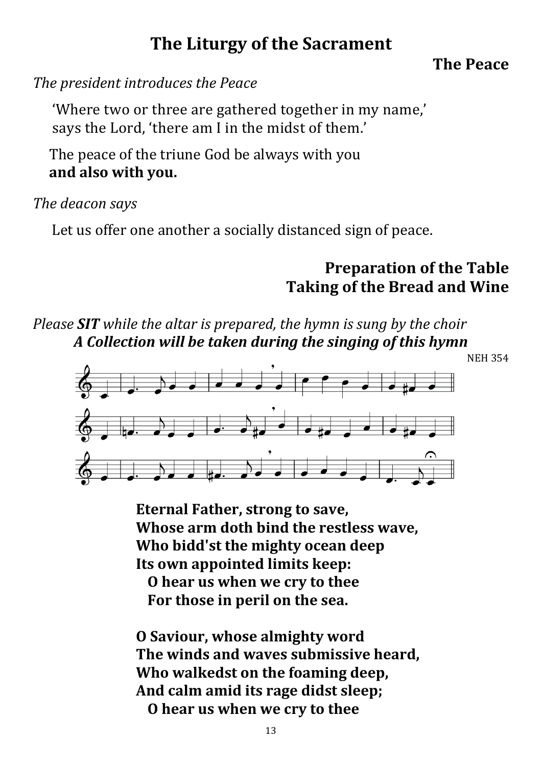# The Liturgy of the Sacrament

## The Peace

*The president introduces the Peace*

'Where two or three are gathered together in my name,'
says the Lord, 'there am I in the midst of them.'

The peace of the triune God be always with you
**and also with you.**

*The deacon says*

Let us offer one another a socially distanced sign of peace.

## Preparation of the Table
## Taking of the Bread and Wine

*Please **SIT** while the altar is prepared, the hymn is sung by the choir*
***A Collection will be taken during the singing of this hymn***

NEH 354

**Eternal Father, strong to save,**
**Whose arm doth bind the restless wave,**
**Who bidd'st the mighty ocean deep**
**Its own appointed limits keep:**
**O hear us when we cry to thee**
**For those in peril on the sea.**

**O Saviour, whose almighty word**
**The winds and waves submissive heard,**
**Who walkedst on the foaming deep,**
**And calm amid its rage didst sleep;**
**O hear us when we cry to thee**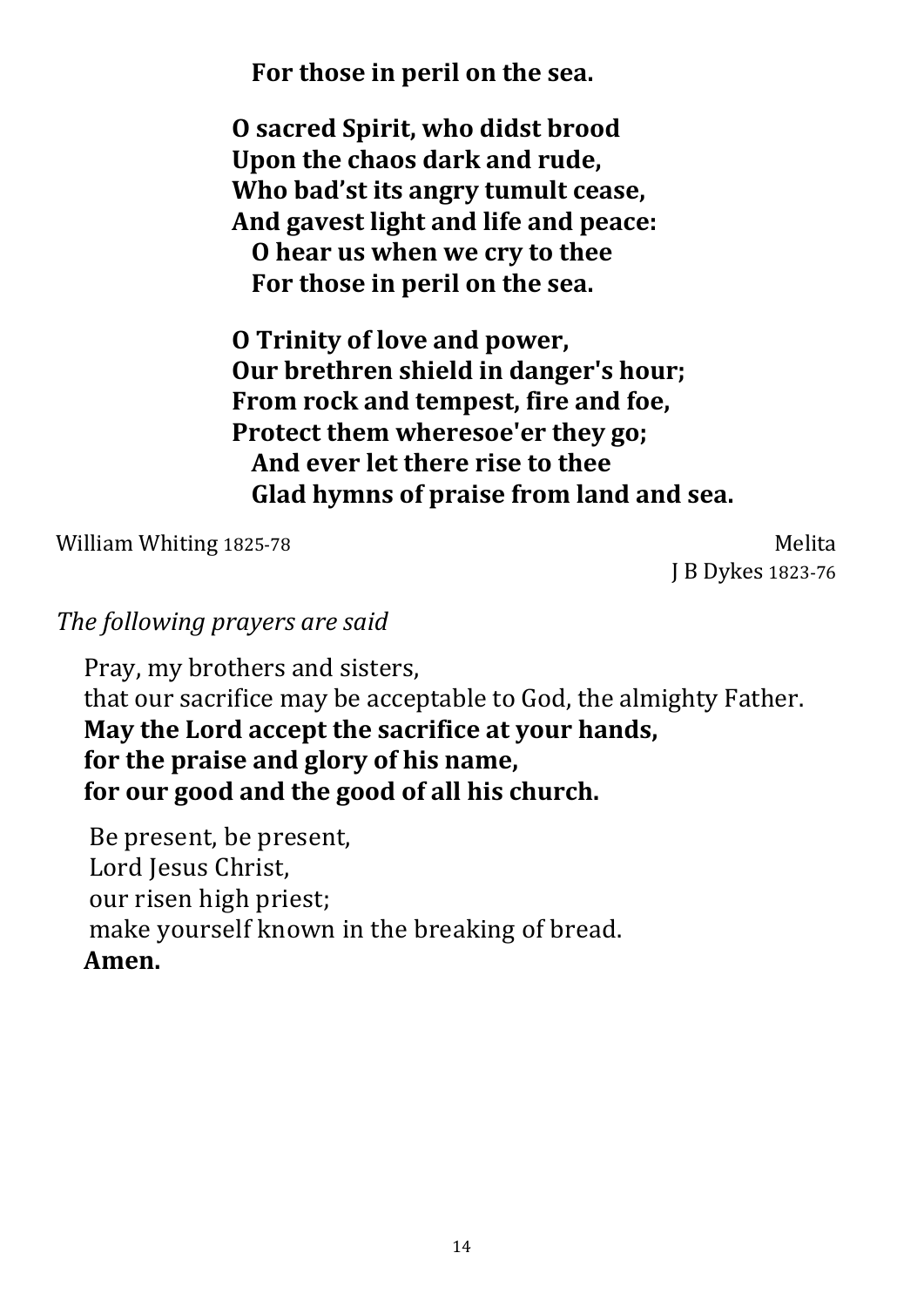**For those in peril on the sea.**

**O sacred Spirit, who didst brood**
**Upon the chaos dark and rude,**
**Who bad'st its angry tumult cease,**
**And gavest light and life and peace:**
**O hear us when we cry to thee**
**For those in peril on the sea.**

**O Trinity of love and power,**
**Our brethren shield in danger's hour;**
**From rock and tempest, fire and foe,**
**Protect them wheresoe'er they go;**
**And ever let there rise to thee**
**Glad hymns of praise from land and sea.**

William Whiting 1825-78 — Melita, J B Dykes 1823-76

*The following prayers are said*

Pray, my brothers and sisters,
that our sacrifice may be acceptable to God, the almighty Father.
**May the Lord accept the sacrifice at your hands,**
**for the praise and glory of his name,**
**for our good and the good of all his church.**

Be present, be present,
Lord Jesus Christ,
our risen high priest;
make yourself known in the breaking of bread.
**Amen.**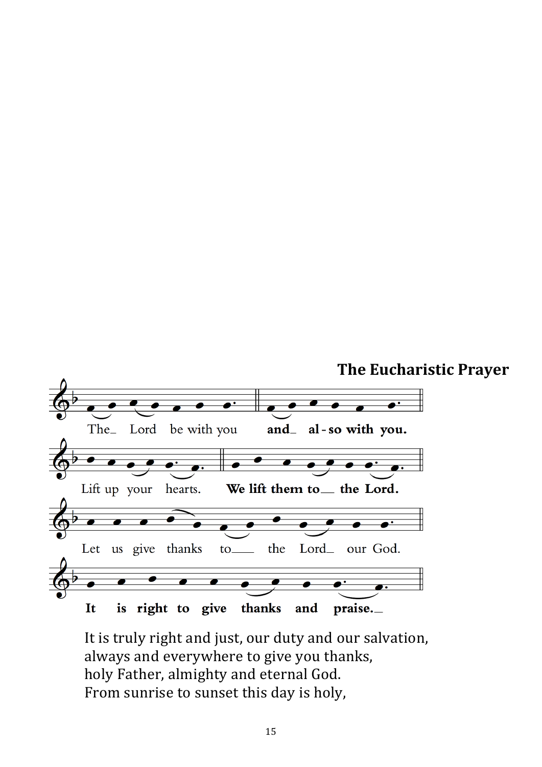## The Eucharistic Prayer

The_ Lord be with you **and_ al - so with you.**

Lift up your hearts. **We lift them to__ the Lord.**

Let us give thanks to___ the Lord_ our God.

**It is right to give thanks and praise._**

It is truly right and just, our duty and our salvation,
always and everywhere to give you thanks,
holy Father, almighty and eternal God.
From sunrise to sunset this day is holy,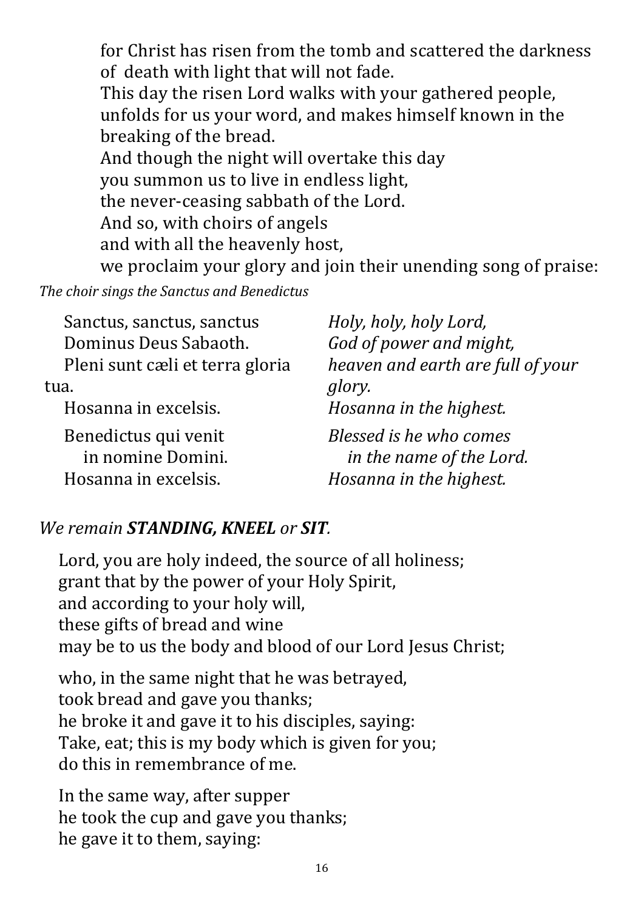for Christ has risen from the tomb and scattered the darkness of death with light that will not fade.
This day the risen Lord walks with your gathered people, unfolds for us your word, and makes himself known in the breaking of the bread.
And though the night will overtake this day
you summon us to live in endless light,
the never-ceasing sabbath of the Lord.
And so, with choirs of angels
and with all the heavenly host,
we proclaim your glory and join their unending song of praise:

*The choir sings the Sanctus and Benedictus*

| | |
|---|---|
| Sanctus, sanctus, sanctus | *Holy, holy, holy Lord,* |
| Dominus Deus Sabaoth. | *God of power and might,* |
| Pleni sunt cæli et terra gloria tua. | *heaven and earth are full of your glory.* |
| Hosanna in excelsis. | *Hosanna in the highest.* |
| Benedictus qui venit | *Blessed is he who comes* |
| in nomine Domini. | *in the name of the Lord.* |
| Hosanna in excelsis. | *Hosanna in the highest.* |

*We remain **STANDING, KNEEL** or **SIT**.*

Lord, you are holy indeed, the source of all holiness;
grant that by the power of your Holy Spirit,
and according to your holy will,
these gifts of bread and wine
may be to us the body and blood of our Lord Jesus Christ;

who, in the same night that he was betrayed,
took bread and gave you thanks;
he broke it and gave it to his disciples, saying:
Take, eat; this is my body which is given for you;
do this in remembrance of me.

In the same way, after supper
he took the cup and gave you thanks;
he gave it to them, saying: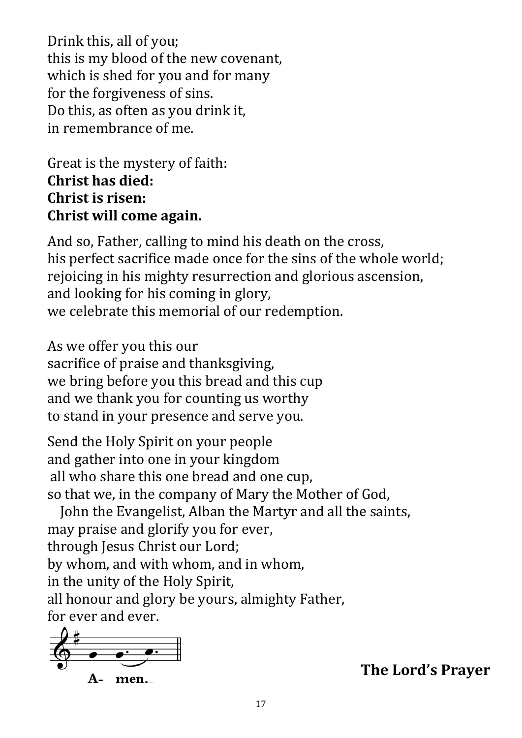Drink this, all of you;
this is my blood of the new covenant,
which is shed for you and for many
for the forgiveness of sins.
Do this, as often as you drink it,
in remembrance of me.

Great is the mystery of faith:
**Christ has died:**
**Christ is risen:**
**Christ will come again.**

And so, Father, calling to mind his death on the cross,
his perfect sacrifice made once for the sins of the whole world;
rejoicing in his mighty resurrection and glorious ascension,
and looking for his coming in glory,
we celebrate this memorial of our redemption.

As we offer you this our
sacrifice of praise and thanksgiving,
we bring before you this bread and this cup
and we thank you for counting us worthy
to stand in your presence and serve you.

Send the Holy Spirit on your people
and gather into one in your kingdom
all who share this one bread and one cup,
so that we, in the company of Mary the Mother of God,
John the Evangelist, Alban the Martyr and all the saints,
may praise and glorify you for ever,
through Jesus Christ our Lord;
by whom, and with whom, and in whom,
in the unity of the Holy Spirit,
all honour and glory be yours, almighty Father,
for ever and ever.

**A- men.**

## The Lord's Prayer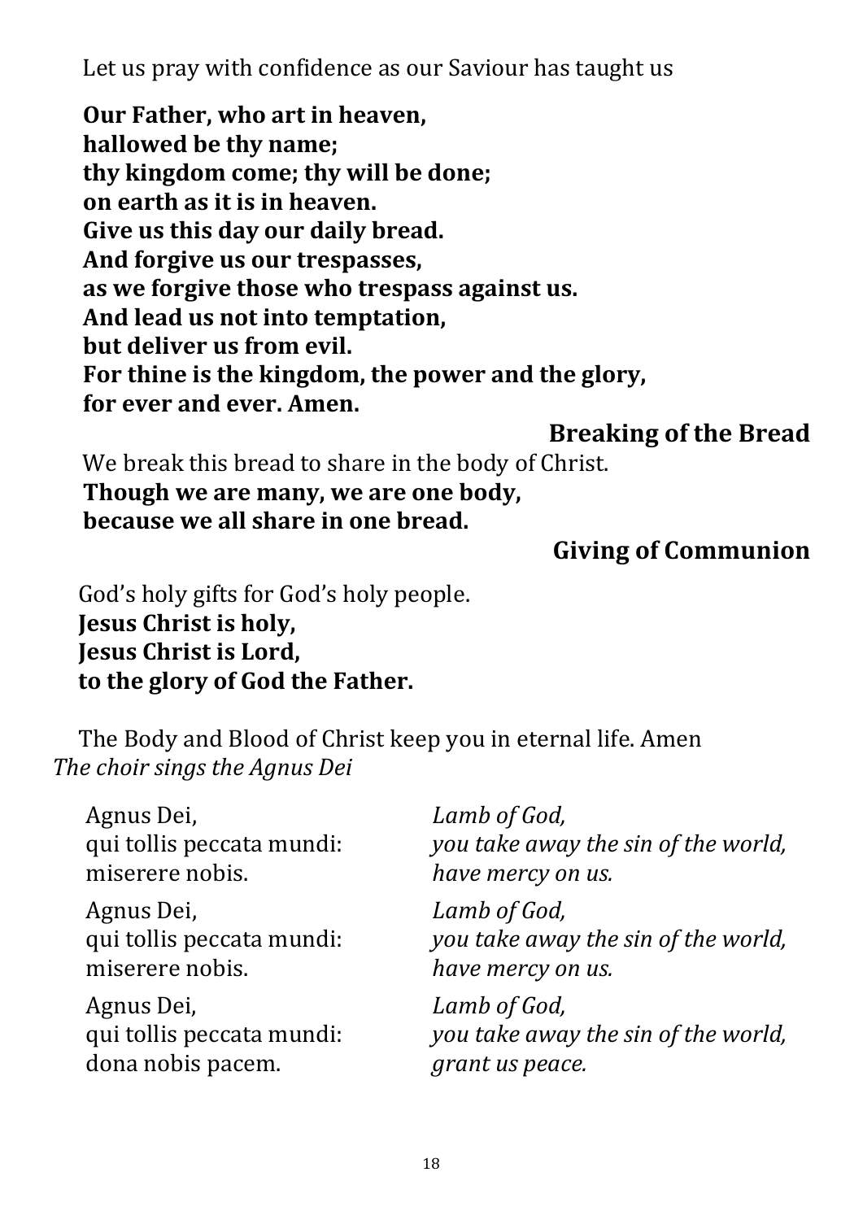Let us pray with confidence as our Saviour has taught us

**Our Father, who art in heaven,**
**hallowed be thy name;**
**thy kingdom come; thy will be done;**
**on earth as it is in heaven.**
**Give us this day our daily bread.**
**And forgive us our trespasses,**
**as we forgive those who trespass against us.**
**And lead us not into temptation,**
**but deliver us from evil.**
**For thine is the kingdom, the power and the glory,**
**for ever and ever. Amen.**

## Breaking of the Bread

We break this bread to share in the body of Christ.
**Though we are many, we are one body,**
**because we all share in one bread.**

## Giving of Communion

God's holy gifts for God's holy people.
**Jesus Christ is holy,**
**Jesus Christ is Lord,**
**to the glory of God the Father.**

The Body and Blood of Christ keep you in eternal life. Amen
*The choir sings the Agnus Dei*

Agnus Dei,
qui tollis peccata mundi:
miserere nobis.

Agnus Dei,
qui tollis peccata mundi:
miserere nobis.

Agnus Dei,
qui tollis peccata mundi:
dona nobis pacem.

*Lamb of God,*
*you take away the sin of the world,*
*have mercy on us.*

*Lamb of God,*
*you take away the sin of the world,*
*have mercy on us.*

*Lamb of God,*
*you take away the sin of the world,*
*grant us peace.*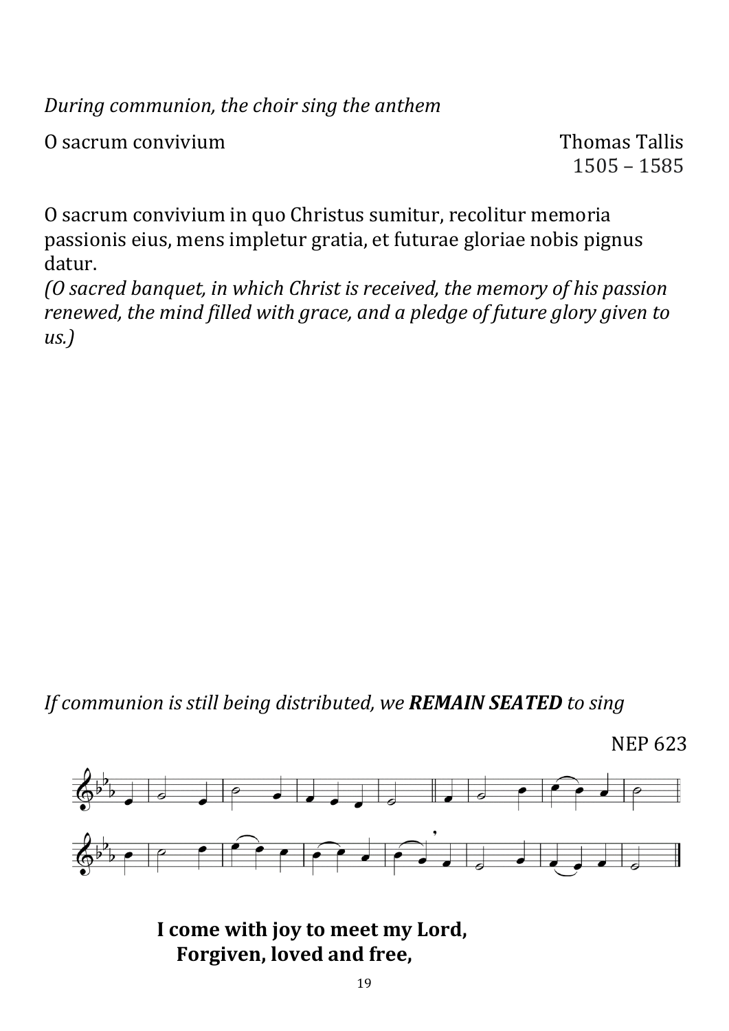*During communion, the choir sing the anthem*

O sacrum convivium — Thomas Tallis 1505 – 1585

O sacrum convivium in quo Christus sumitur, recolitur memoria passionis eius, mens impletur gratia, et futurae gloriae nobis pignus datur.
*(O sacred banquet, in which Christ is received, the memory of his passion renewed, the mind filled with grace, and a pledge of future glory given to us.)*

*If communion is still being distributed, we* ***REMAIN SEATED*** *to sing*

NEP 623

**I come with joy to meet my Lord,**
**Forgiven, loved and free,**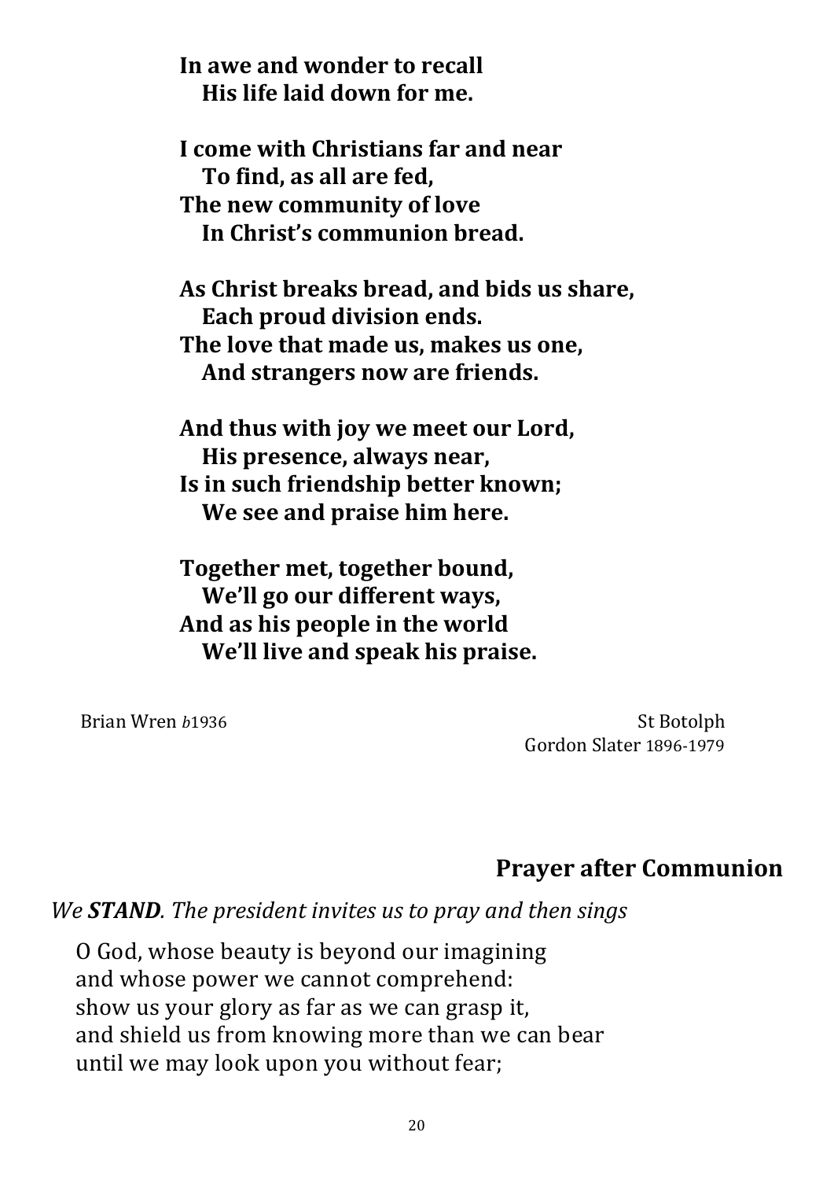**In awe and wonder to recall**
**His life laid down for me.**

**I come with Christians far and near**
**To find, as all are fed,**
**The new community of love**
**In Christ's communion bread.**

**As Christ breaks bread, and bids us share,**
**Each proud division ends.**
**The love that made us, makes us one,**
**And strangers now are friends.**

**And thus with joy we meet our Lord,**
**His presence, always near,**
**Is in such friendship better known;**
**We see and praise him here.**

**Together met, together bound,**
**We'll go our different ways,**
**And as his people in the world**
**We'll live and speak his praise.**

Brian Wren *b*1936

St Botolph
Gordon Slater 1896-1979

## Prayer after Communion

*We **STAND**. The president invites us to pray and then sings*

O God, whose beauty is beyond our imagining
and whose power we cannot comprehend:
show us your glory as far as we can grasp it,
and shield us from knowing more than we can bear
until we may look upon you without fear;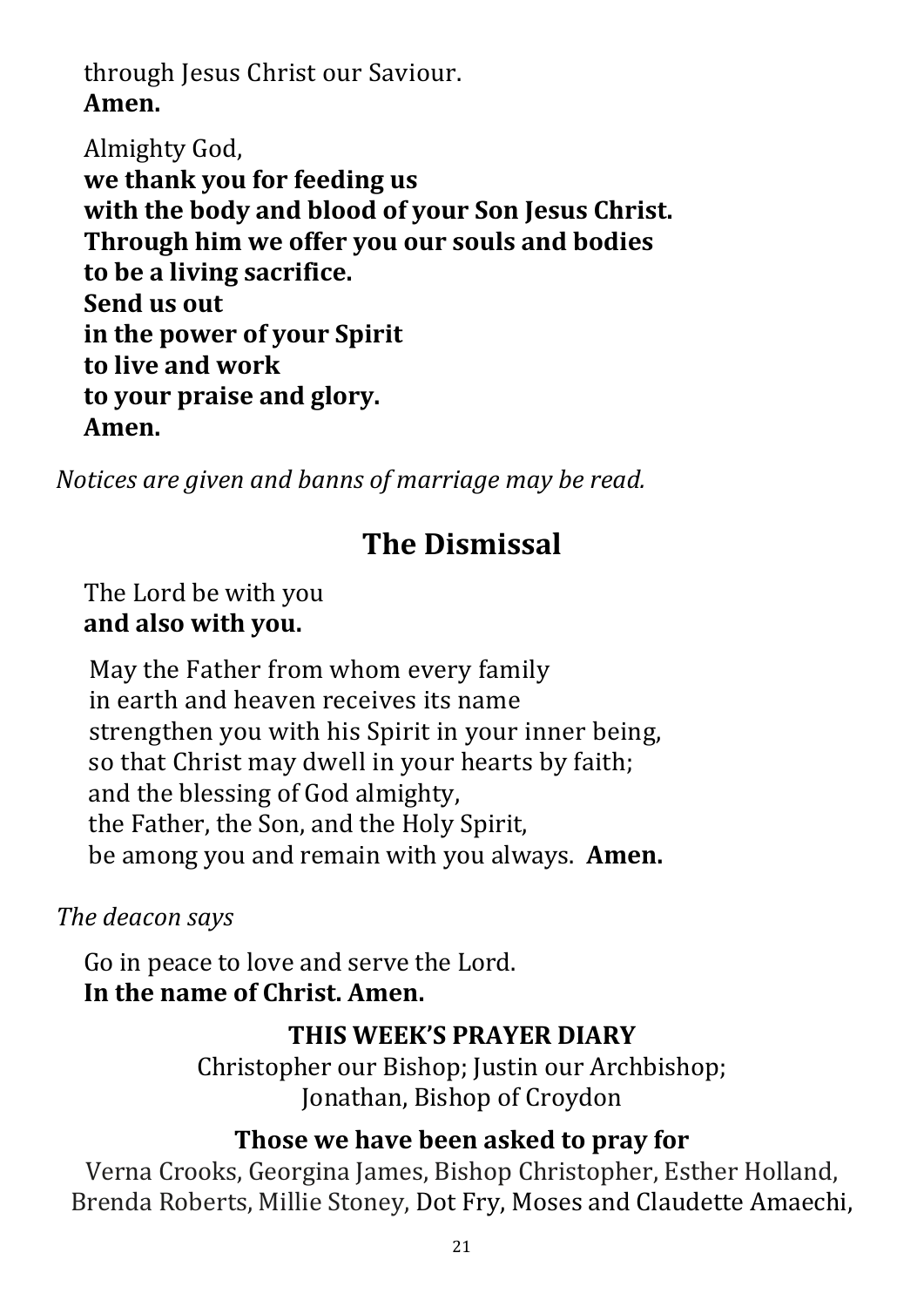through Jesus Christ our Saviour.
**Amen.**

Almighty God,
**we thank you for feeding us**
**with the body and blood of your Son Jesus Christ.**
**Through him we offer you our souls and bodies**
**to be a living sacrifice.**
**Send us out**
**in the power of your Spirit**
**to live and work**
**to your praise and glory.**
**Amen.**

*Notices are given and banns of marriage may be read.*

## The Dismissal

The Lord be with you
**and also with you.**

May the Father from whom every family
in earth and heaven receives its name
strengthen you with his Spirit in your inner being,
so that Christ may dwell in your hearts by faith;
and the blessing of God almighty,
the Father, the Son, and the Holy Spirit,
be among you and remain with you always. **Amen.**

*The deacon says*

Go in peace to love and serve the Lord.
**In the name of Christ. Amen.**

**THIS WEEK'S PRAYER DIARY**

Christopher our Bishop; Justin our Archbishop;
Jonathan, Bishop of Croydon

**Those we have been asked to pray for**

Verna Crooks, Georgina James, Bishop Christopher, Esther Holland, Brenda Roberts, Millie Stoney, Dot Fry, Moses and Claudette Amaechi,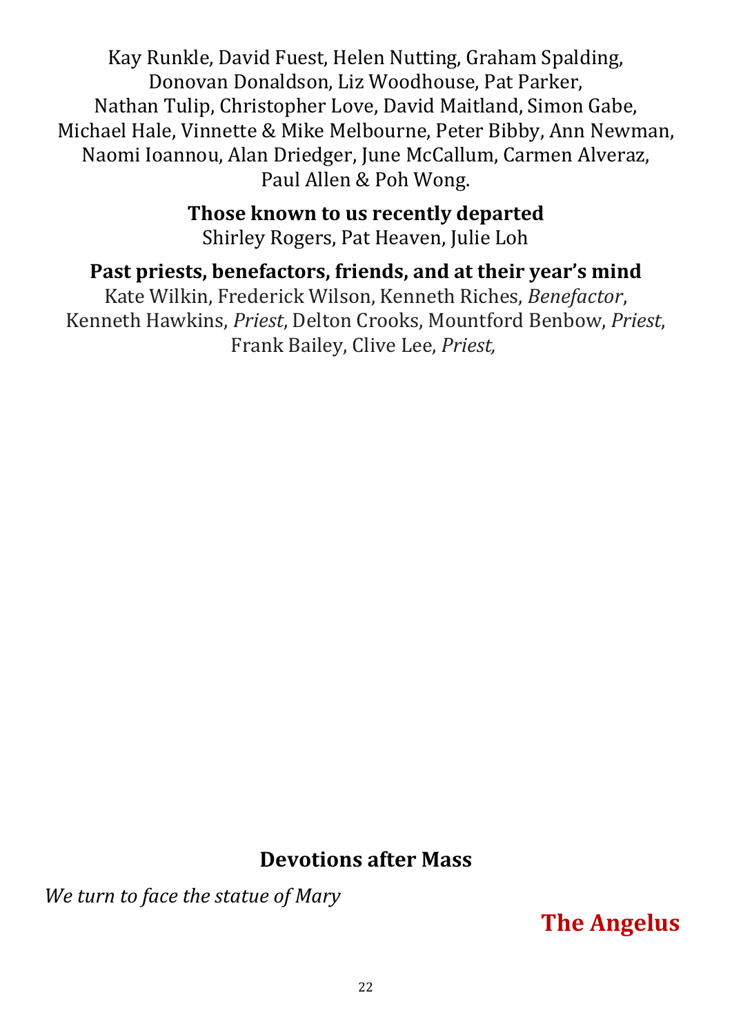Kay Runkle, David Fuest, Helen Nutting, Graham Spalding, Donovan Donaldson, Liz Woodhouse, Pat Parker, Nathan Tulip, Christopher Love, David Maitland, Simon Gabe, Michael Hale, Vinnette & Mike Melbourne, Peter Bibby, Ann Newman, Naomi Ioannou, Alan Driedger, June McCallum, Carmen Alveraz, Paul Allen & Poh Wong.

**Those known to us recently departed**

Shirley Rogers, Pat Heaven, Julie Loh

**Past priests, benefactors, friends, and at their year's mind**

Kate Wilkin, Frederick Wilson, Kenneth Riches, *Benefactor*, Kenneth Hawkins, *Priest*, Delton Crooks, Mountford Benbow, *Priest*, Frank Bailey, Clive Lee, *Priest,*

## Devotions after Mass

*We turn to face the statue of Mary*

## The Angelus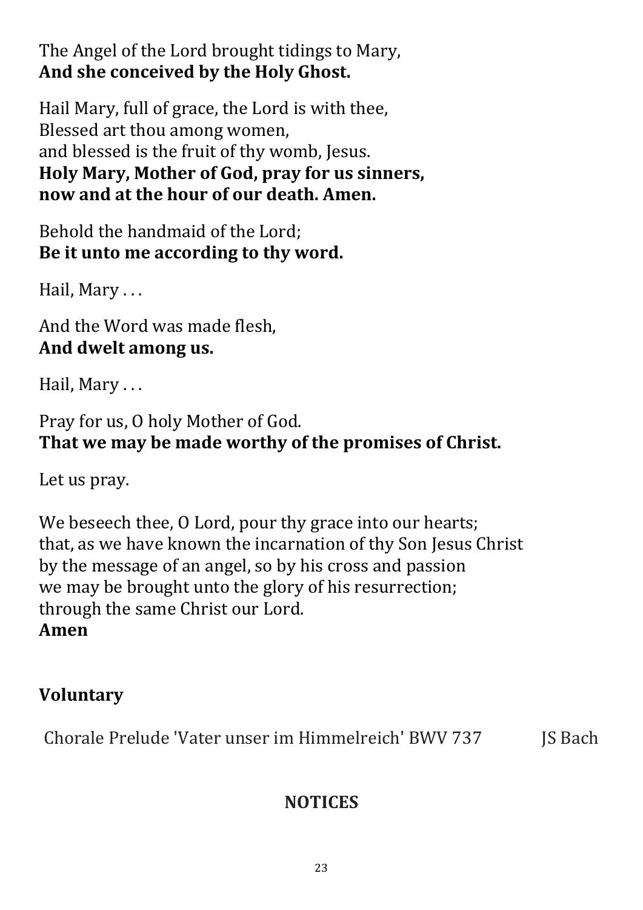The Angel of the Lord brought tidings to Mary,
**And she conceived by the Holy Ghost.**

Hail Mary, full of grace, the Lord is with thee,
Blessed art thou among women,
and blessed is the fruit of thy womb, Jesus.
**Holy Mary, Mother of God, pray for us sinners,**
**now and at the hour of our death. Amen.**

Behold the handmaid of the Lord;
**Be it unto me according to thy word.**

Hail, Mary . . .

And the Word was made flesh,
**And dwelt among us.**

Hail, Mary . . .

Pray for us, O holy Mother of God.
**That we may be made worthy of the promises of Christ.**

Let us pray.

We beseech thee, O Lord, pour thy grace into our hearts;
that, as we have known the incarnation of thy Son Jesus Christ
by the message of an angel, so by his cross and passion
we may be brought unto the glory of his resurrection;
through the same Christ our Lord.
**Amen**

## Voluntary

Chorale Prelude 'Vater unser im Himmelreich' BWV 737 JS Bach

## NOTICES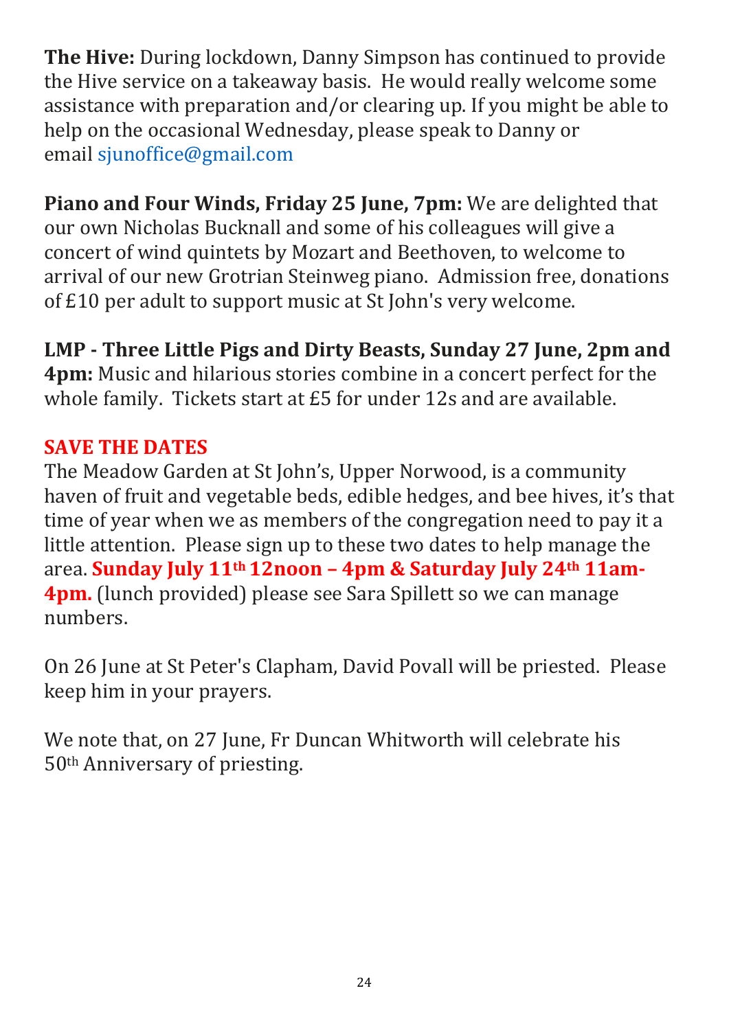**The Hive:** During lockdown, Danny Simpson has continued to provide the Hive service on a takeaway basis. He would really welcome some assistance with preparation and/or clearing up. If you might be able to help on the occasional Wednesday, please speak to Danny or email sjunoffice@gmail.com

**Piano and Four Winds, Friday 25 June, 7pm:** We are delighted that our own Nicholas Bucknall and some of his colleagues will give a concert of wind quintets by Mozart and Beethoven, to welcome to arrival of our new Grotrian Steinweg piano. Admission free, donations of £10 per adult to support music at St John's very welcome.

**LMP - Three Little Pigs and Dirty Beasts, Sunday 27 June, 2pm and 4pm:** Music and hilarious stories combine in a concert perfect for the whole family. Tickets start at £5 for under 12s and are available.

**SAVE THE DATES**

The Meadow Garden at St John's, Upper Norwood, is a community haven of fruit and vegetable beds, edible hedges, and bee hives, it's that time of year when we as members of the congregation need to pay it a little attention. Please sign up to these two dates to help manage the area. **Sunday July 11th 12noon – 4pm & Saturday July 24th 11am-4pm.** (lunch provided) please see Sara Spillett so we can manage numbers.

On 26 June at St Peter's Clapham, David Povall will be priested. Please keep him in your prayers.

We note that, on 27 June, Fr Duncan Whitworth will celebrate his 50th Anniversary of priesting.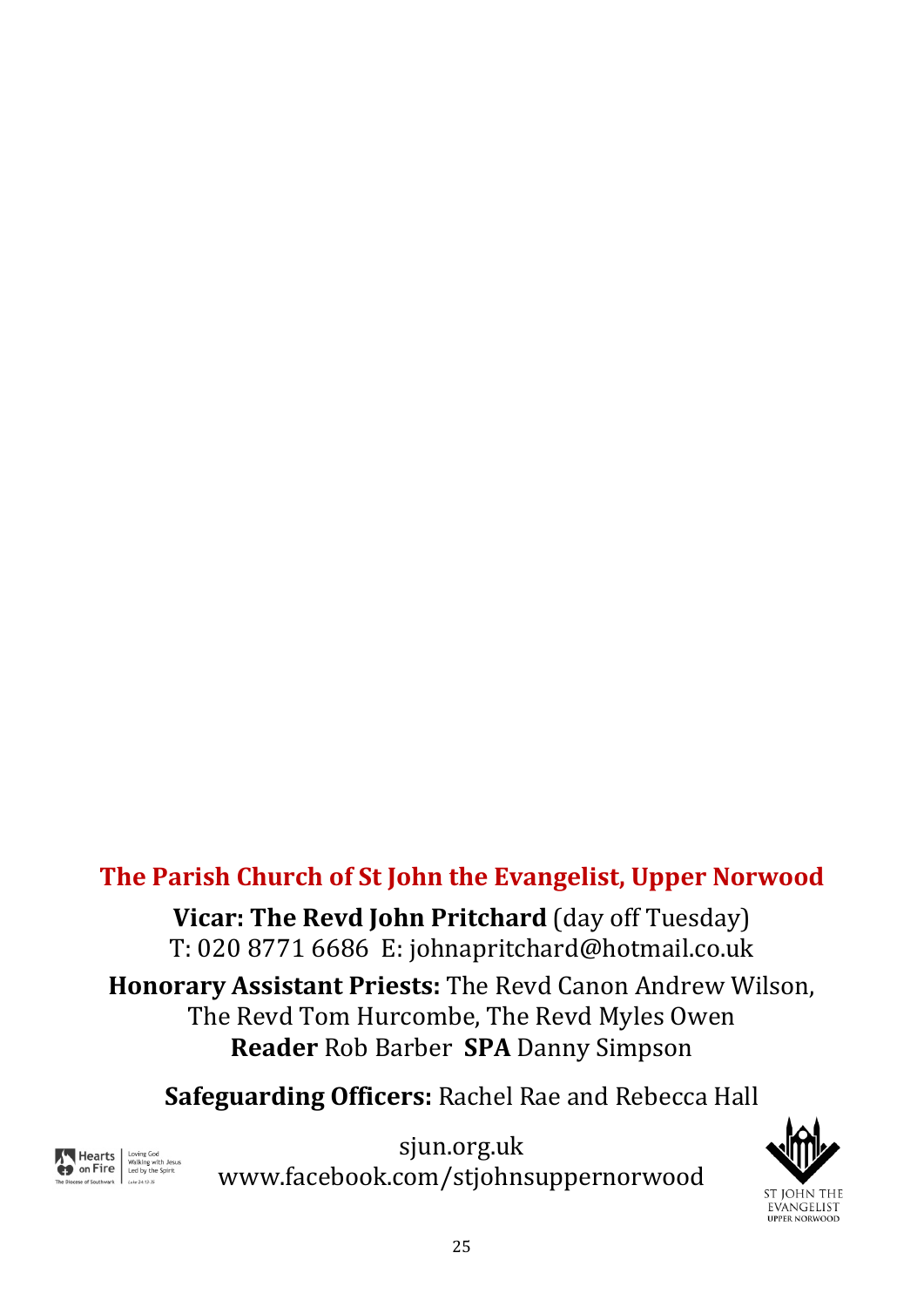## The Parish Church of St John the Evangelist, Upper Norwood

**Vicar: The Revd John Pritchard** (day off Tuesday)
T: 020 8771 6686 E: johnapritchard@hotmail.co.uk

**Honorary Assistant Priests:** The Revd Canon Andrew Wilson, The Revd Tom Hurcombe, The Revd Myles Owen
**Reader** Rob Barber **SPA** Danny Simpson

**Safeguarding Officers:** Rachel Rae and Rebecca Hall

Hearts on Fire
Loving God
Walking with Jesus
Led by the Spirit
The Diocese of Southwark
Luke 24:13-35

sjun.org.uk
www.facebook.com/stjohnsuppernorwood

ST JOHN THE EVANGELIST
UPPER NORWOOD